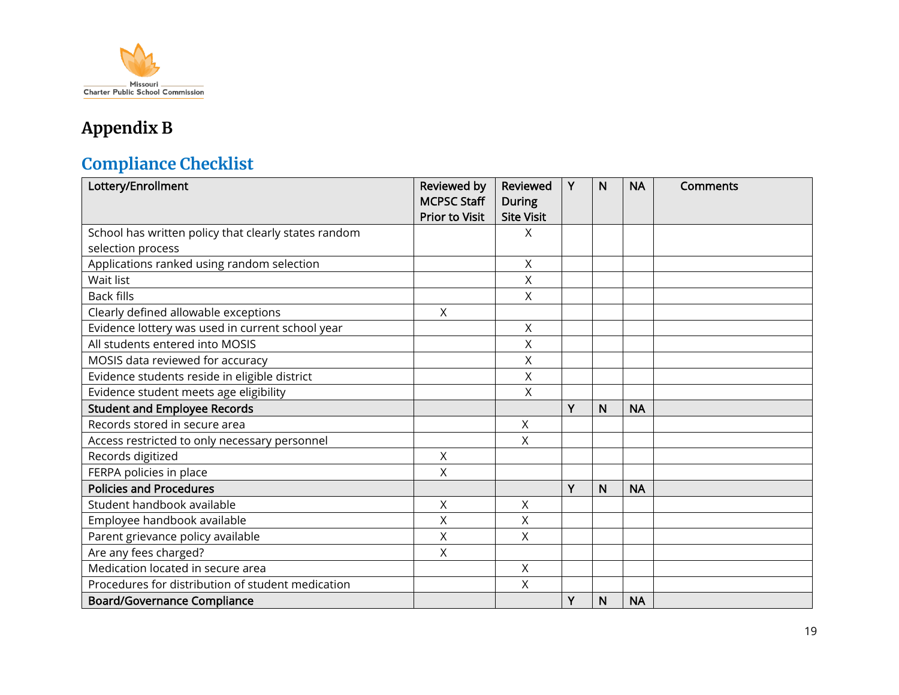# Appendix B

## Compliance Checklist

| Lottery/Enrollment | Reviewed by MCPSC Staff Prior to Visit | Reviewed During Site Visit | Y | N | NA | Comments |
|---|---|---|---|---|---|---|
| School has written policy that clearly states random selection process | | X | | | | |
| Applications ranked using random selection | | X | | | | |
| Wait list | | X | | | | |
| Back fills | | X | | | | |
| Clearly defined allowable exceptions | X | | | | | |
| Evidence lottery was used in current school year | | X | | | | |
| All students entered into MOSIS | | X | | | | |
| MOSIS data reviewed for accuracy | | X | | | | |
| Evidence students reside in eligible district | | X | | | | |
| Evidence student meets age eligibility | | X | | | | |
| **Student and Employee Records** | | | **Y** | **N** | **NA** | |
| Records stored in secure area | | X | | | | |
| Access restricted to only necessary personnel | | X | | | | |
| Records digitized | X | | | | | |
| FERPA policies in place | X | | | | | |
| **Policies and Procedures** | | | **Y** | **N** | **NA** | |
| Student handbook available | X | X | | | | |
| Employee handbook available | X | X | | | | |
| Parent grievance policy available | X | X | | | | |
| Are any fees charged? | X | | | | | |
| Medication located in secure area | | X | | | | |
| Procedures for distribution of student medication | | X | | | | |
| **Board/Governance Compliance** | | | **Y** | **N** | **NA** | |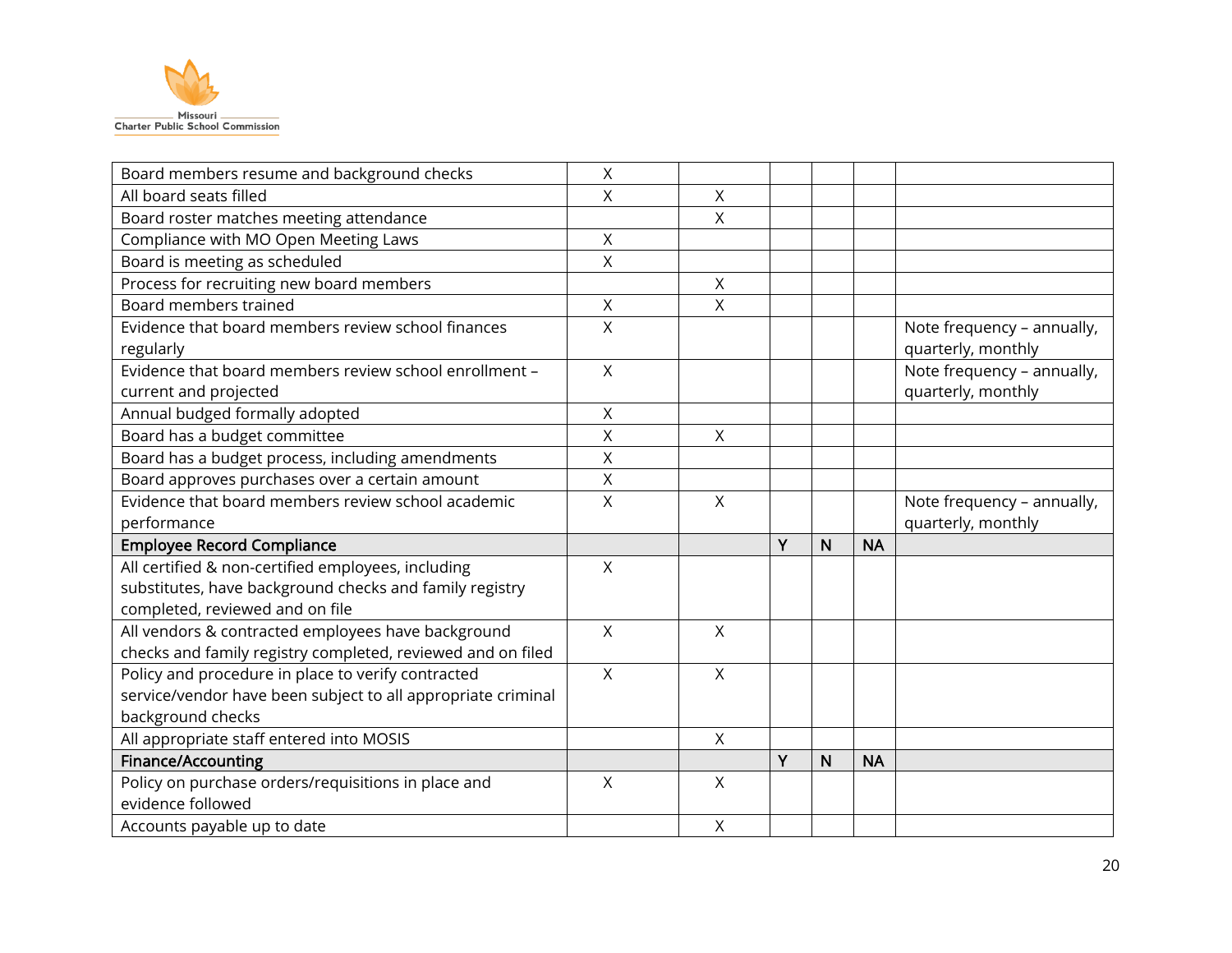| | | | | | | |
|---|---|---|---|---|---|---|
| Board members resume and background checks | X | | | | | |
| All board seats filled | X | X | | | | |
| Board roster matches meeting attendance | | X | | | | |
| Compliance with MO Open Meeting Laws | X | | | | | |
| Board is meeting as scheduled | X | | | | | |
| Process for recruiting new board members | | X | | | | |
| Board members trained | X | X | | | | |
| Evidence that board members review school finances regularly | X | | | | | Note frequency – annually, quarterly, monthly |
| Evidence that board members review school enrollment – current and projected | X | | | | | Note frequency – annually, quarterly, monthly |
| Annual budged formally adopted | X | | | | | |
| Board has a budget committee | X | X | | | | |
| Board has a budget process, including amendments | X | | | | | |
| Board approves purchases over a certain amount | X | | | | | |
| Evidence that board members review school academic performance | X | X | | | | Note frequency – annually, quarterly, monthly |
| **Employee Record Compliance** | | | **Y** | **N** | **NA** | |
| All certified & non-certified employees, including substitutes, have background checks and family registry completed, reviewed and on file | X | | | | | |
| All vendors & contracted employees have background checks and family registry completed, reviewed and on filed | X | X | | | | |
| Policy and procedure in place to verify contracted service/vendor have been subject to all appropriate criminal background checks | X | X | | | | |
| All appropriate staff entered into MOSIS | | X | | | | |
| **Finance/Accounting** | | | **Y** | **N** | **NA** | |
| Policy on purchase orders/requisitions in place and evidence followed | X | X | | | | |
| Accounts payable up to date | | X | | | | |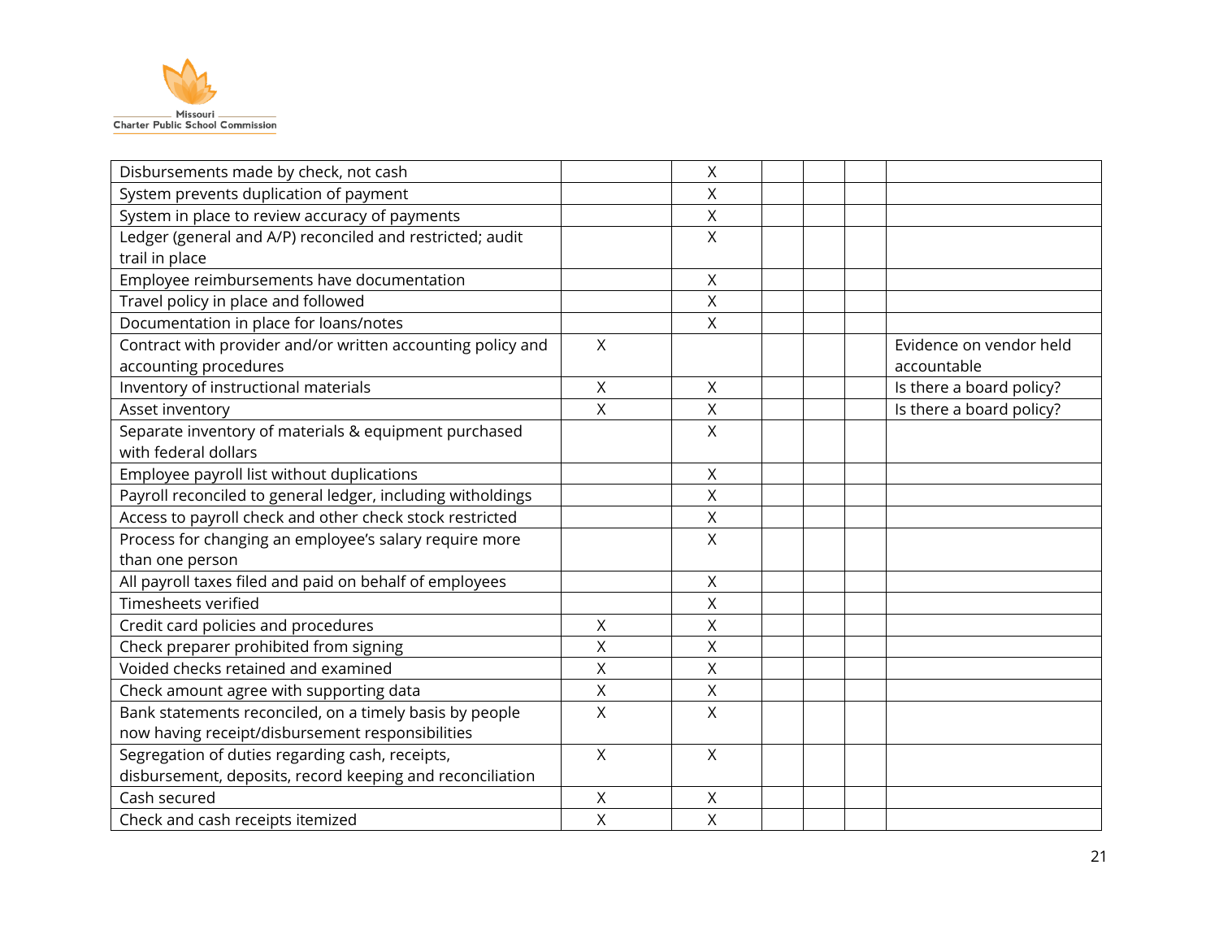| | | | | | | |
|---|---|---|---|---|---|---|
| Disbursements made by check, not cash | | X | | | | |
| System prevents duplication of payment | | X | | | | |
| System in place to review accuracy of payments | | X | | | | |
| Ledger (general and A/P) reconciled and restricted; audit trail in place | | X | | | | |
| Employee reimbursements have documentation | | X | | | | |
| Travel policy in place and followed | | X | | | | |
| Documentation in place for loans/notes | | X | | | | |
| Contract with provider and/or written accounting policy and accounting procedures | X | | | | | Evidence on vendor held accountable |
| Inventory of instructional materials | X | X | | | | Is there a board policy? |
| Asset inventory | X | X | | | | Is there a board policy? |
| Separate inventory of materials & equipment purchased with federal dollars | | X | | | | |
| Employee payroll list without duplications | | X | | | | |
| Payroll reconciled to general ledger, including witholdings | | X | | | | |
| Access to payroll check and other check stock restricted | | X | | | | |
| Process for changing an employee's salary require more than one person | | X | | | | |
| All payroll taxes filed and paid on behalf of employees | | X | | | | |
| Timesheets verified | | X | | | | |
| Credit card policies and procedures | X | X | | | | |
| Check preparer prohibited from signing | X | X | | | | |
| Voided checks retained and examined | X | X | | | | |
| Check amount agree with supporting data | X | X | | | | |
| Bank statements reconciled, on a timely basis by people now having receipt/disbursement responsibilities | X | X | | | | |
| Segregation of duties regarding cash, receipts, disbursement, deposits, record keeping and reconciliation | X | X | | | | |
| Cash secured | X | X | | | | |
| Check and cash receipts itemized | X | X | | | | |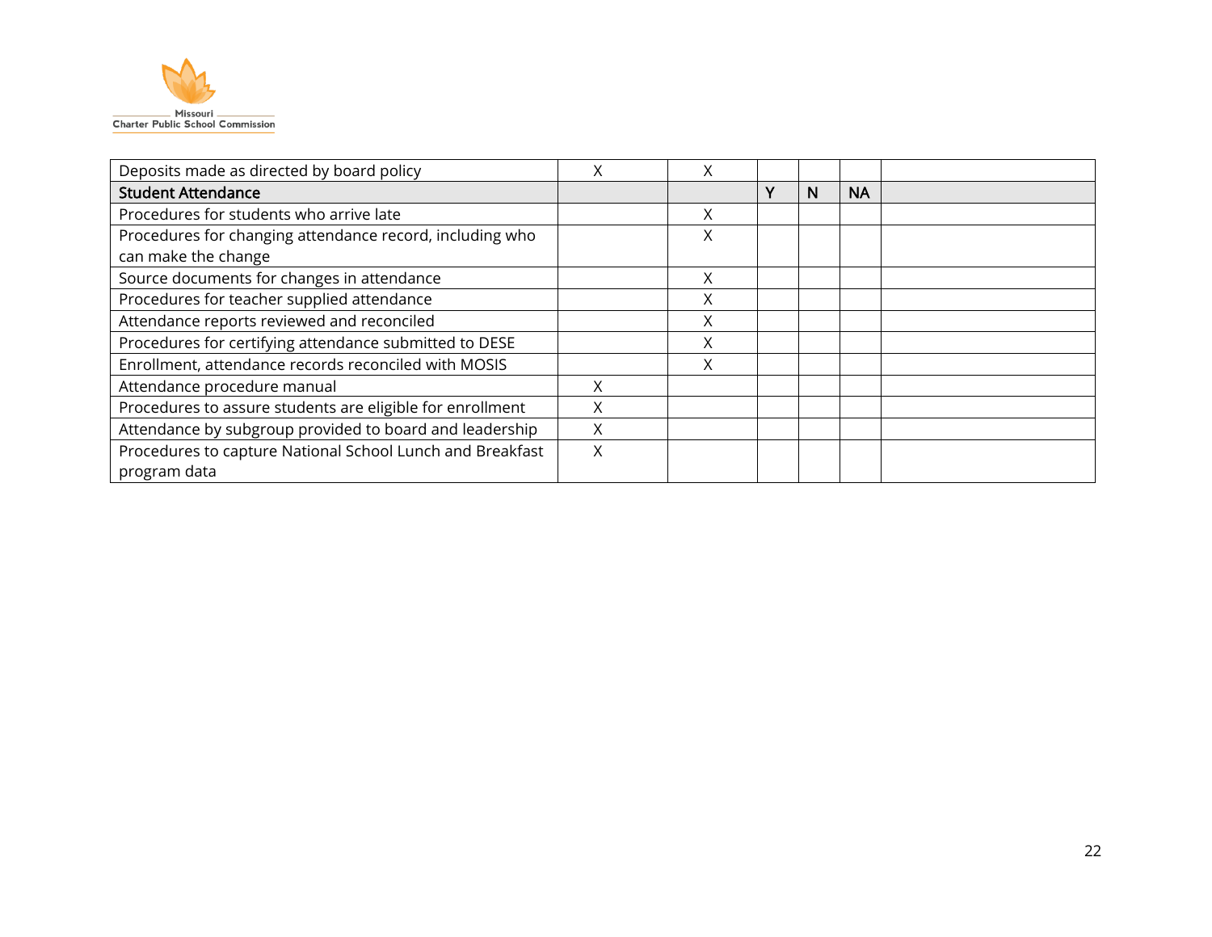| | | | | | | |
|---|---|---|---|---|---|---|
| Deposits made as directed by board policy | X | X | | | | |
| **Student Attendance** | | | **Y** | **N** | **NA** | |
| Procedures for students who arrive late | | X | | | | |
| Procedures for changing attendance record, including who can make the change | | X | | | | |
| Source documents for changes in attendance | | X | | | | |
| Procedures for teacher supplied attendance | | X | | | | |
| Attendance reports reviewed and reconciled | | X | | | | |
| Procedures for certifying attendance submitted to DESE | | X | | | | |
| Enrollment, attendance records reconciled with MOSIS | | X | | | | |
| Attendance procedure manual | X | | | | | |
| Procedures to assure students are eligible for enrollment | X | | | | | |
| Attendance by subgroup provided to board and leadership | X | | | | | |
| Procedures to capture National School Lunch and Breakfast program data | X | | | | | |